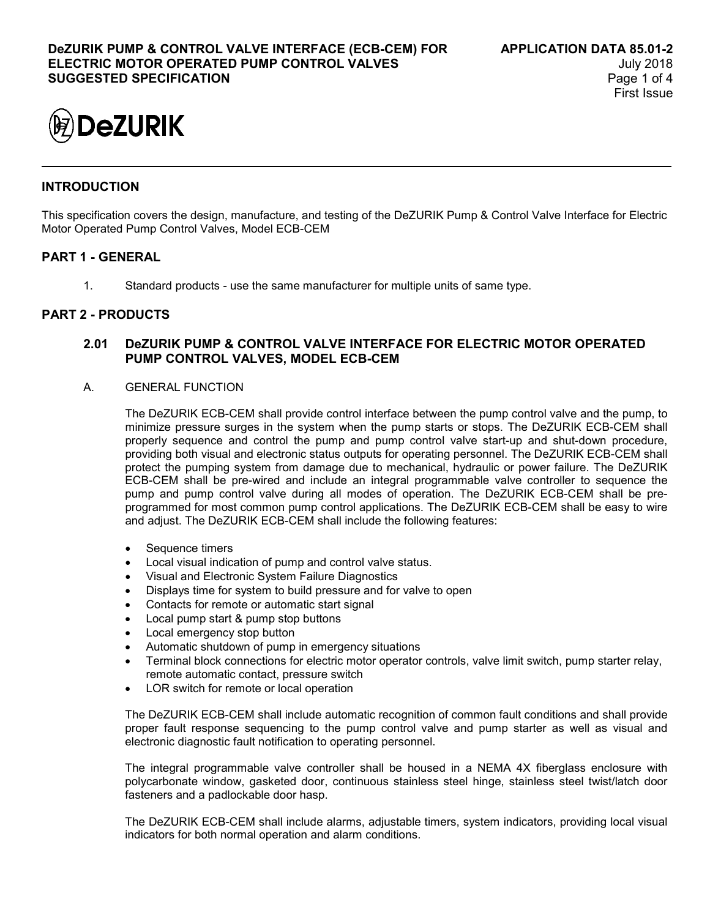# DeZURIK PUMP & CONTROL VALVE INTERFACE (ECB-CEM) FOR ELECTRIC MOTOR OPERATED PUMP CONTROL VALVES SUGGESTED SPECIFICATION

**APPLICATION DATA 85.01-2**
July 2018
First Issue

DeZURIK

## INTRODUCTION

This specification covers the design, manufacture, and testing of the DeZURIK Pump & Control Valve Interface for Electric Motor Operated Pump Control Valves, Model ECB-CEM

## PART 1 - GENERAL

1. Standard products - use the same manufacturer for multiple units of same type.

## PART 2 - PRODUCTS

### 2.01 DeZURIK PUMP & CONTROL VALVE INTERFACE FOR ELECTRIC MOTOR OPERATED PUMP CONTROL VALVES, MODEL ECB-CEM

A. GENERAL FUNCTION

The DeZURIK ECB-CEM shall provide control interface between the pump control valve and the pump, to minimize pressure surges in the system when the pump starts or stops. The DeZURIK ECB-CEM shall properly sequence and control the pump and pump control valve start-up and shut-down procedure, providing both visual and electronic status outputs for operating personnel. The DeZURIK ECB-CEM shall protect the pumping system from damage due to mechanical, hydraulic or power failure. The DeZURIK ECB-CEM shall be pre-wired and include an integral programmable valve controller to sequence the pump and pump control valve during all modes of operation. The DeZURIK ECB-CEM shall be pre-programmed for most common pump control applications. The DeZURIK ECB-CEM shall be easy to wire and adjust. The DeZURIK ECB-CEM shall include the following features:

- Sequence timers
- Local visual indication of pump and control valve status.
- Visual and Electronic System Failure Diagnostics
- Displays time for system to build pressure and for valve to open
- Contacts for remote or automatic start signal
- Local pump start & pump stop buttons
- Local emergency stop button
- Automatic shutdown of pump in emergency situations
- Terminal block connections for electric motor operator controls, valve limit switch, pump starter relay, remote automatic contact, pressure switch
- LOR switch for remote or local operation

The DeZURIK ECB-CEM shall include automatic recognition of common fault conditions and shall provide proper fault response sequencing to the pump control valve and pump starter as well as visual and electronic diagnostic fault notification to operating personnel.

The integral programmable valve controller shall be housed in a NEMA 4X fiberglass enclosure with polycarbonate window, gasketed door, continuous stainless steel hinge, stainless steel twist/latch door fasteners and a padlockable door hasp.

The DeZURIK ECB-CEM shall include alarms, adjustable timers, system indicators, providing local visual indicators for both normal operation and alarm conditions.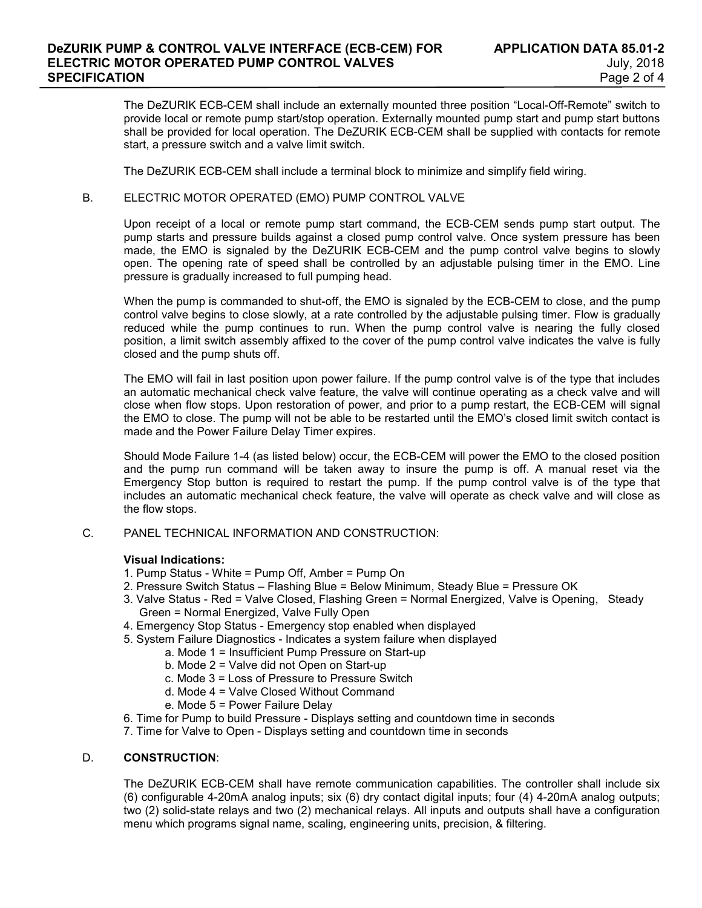The DeZURIK ECB-CEM shall include an externally mounted three position “Local-Off-Remote” switch to provide local or remote pump start/stop operation. Externally mounted pump start and pump start buttons shall be provided for local operation. The DeZURIK ECB-CEM shall be supplied with contacts for remote start, a pressure switch and a valve limit switch.

The DeZURIK ECB-CEM shall include a terminal block to minimize and simplify field wiring.

B. ELECTRIC MOTOR OPERATED (EMO) PUMP CONTROL VALVE

Upon receipt of a local or remote pump start command, the ECB-CEM sends pump start output. The pump starts and pressure builds against a closed pump control valve. Once system pressure has been made, the EMO is signaled by the DeZURIK ECB-CEM and the pump control valve begins to slowly open. The opening rate of speed shall be controlled by an adjustable pulsing timer in the EMO. Line pressure is gradually increased to full pumping head.

When the pump is commanded to shut-off, the EMO is signaled by the ECB-CEM to close, and the pump control valve begins to close slowly, at a rate controlled by the adjustable pulsing timer. Flow is gradually reduced while the pump continues to run. When the pump control valve is nearing the fully closed position, a limit switch assembly affixed to the cover of the pump control valve indicates the valve is fully closed and the pump shuts off.

The EMO will fail in last position upon power failure. If the pump control valve is of the type that includes an automatic mechanical check valve feature, the valve will continue operating as a check valve and will close when flow stops. Upon restoration of power, and prior to a pump restart, the ECB-CEM will signal the EMO to close. The pump will not be able to be restarted until the EMO’s closed limit switch contact is made and the Power Failure Delay Timer expires.

Should Mode Failure 1-4 (as listed below) occur, the ECB-CEM will power the EMO to the closed position and the pump run command will be taken away to insure the pump is off. A manual reset via the Emergency Stop button is required to restart the pump. If the pump control valve is of the type that includes an automatic mechanical check feature, the valve will operate as check valve and will close as the flow stops.

C. PANEL TECHNICAL INFORMATION AND CONSTRUCTION:

**Visual Indications:**

1. Pump Status - White = Pump Off, Amber = Pump On
2. Pressure Switch Status – Flashing Blue = Below Minimum, Steady Blue = Pressure OK
3. Valve Status - Red = Valve Closed, Flashing Green = Normal Energized, Valve is Opening, Steady Green = Normal Energized, Valve Fully Open
4. Emergency Stop Status - Emergency stop enabled when displayed
5. System Failure Diagnostics - Indicates a system failure when displayed
   a. Mode 1 = Insufficient Pump Pressure on Start-up
   b. Mode 2 = Valve did not Open on Start-up
   c. Mode 3 = Loss of Pressure to Pressure Switch
   d. Mode 4 = Valve Closed Without Command
   e. Mode 5 = Power Failure Delay
6. Time for Pump to build Pressure - Displays setting and countdown time in seconds
7. Time for Valve to Open - Displays setting and countdown time in seconds

D. **CONSTRUCTION**:

The DeZURIK ECB-CEM shall have remote communication capabilities. The controller shall include six (6) configurable 4-20mA analog inputs; six (6) dry contact digital inputs; four (4) 4-20mA analog outputs; two (2) solid-state relays and two (2) mechanical relays. All inputs and outputs shall have a configuration menu which programs signal name, scaling, engineering units, precision, & filtering.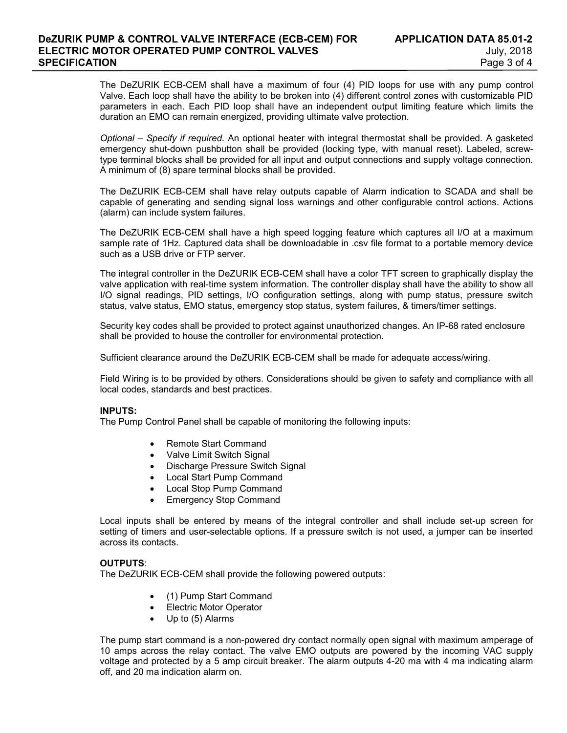The DeZURIK ECB-CEM shall have a maximum of four (4) PID loops for use with any pump control Valve. Each loop shall have the ability to be broken into (4) different control zones with customizable PID parameters in each. Each PID loop shall have an independent output limiting feature which limits the duration an EMO can remain energized, providing ultimate valve protection.

*Optional – Specify if required.* An optional heater with integral thermostat shall be provided. A gasketed emergency shut-down pushbutton shall be provided (locking type, with manual reset). Labeled, screw-type terminal blocks shall be provided for all input and output connections and supply voltage connection. A minimum of (8) spare terminal blocks shall be provided.

The DeZURIK ECB-CEM shall have relay outputs capable of Alarm indication to SCADA and shall be capable of generating and sending signal loss warnings and other configurable control actions. Actions (alarm) can include system failures.

The DeZURIK ECB-CEM shall have a high speed logging feature which captures all I/O at a maximum sample rate of 1Hz. Captured data shall be downloadable in .csv file format to a portable memory device such as a USB drive or FTP server.

The integral controller in the DeZURIK ECB-CEM shall have a color TFT screen to graphically display the valve application with real-time system information. The controller display shall have the ability to show all I/O signal readings, PID settings, I/O configuration settings, along with pump status, pressure switch status, valve status, EMO status, emergency stop status, system failures, & timers/timer settings.

Security key codes shall be provided to protect against unauthorized changes. An IP-68 rated enclosure shall be provided to house the controller for environmental protection.

Sufficient clearance around the DeZURIK ECB-CEM shall be made for adequate access/wiring.

Field Wiring is to be provided by others. Considerations should be given to safety and compliance with all local codes, standards and best practices.

**INPUTS:**
The Pump Control Panel shall be capable of monitoring the following inputs:

- Remote Start Command
- Valve Limit Switch Signal
- Discharge Pressure Switch Signal
- Local Start Pump Command
- Local Stop Pump Command
- Emergency Stop Command

Local inputs shall be entered by means of the integral controller and shall include set-up screen for setting of timers and user-selectable options. If a pressure switch is not used, a jumper can be inserted across its contacts.

**OUTPUTS**:
The DeZURIK ECB-CEM shall provide the following powered outputs:

- (1) Pump Start Command
- Electric Motor Operator
- Up to (5) Alarms

The pump start command is a non-powered dry contact normally open signal with maximum amperage of 10 amps across the relay contact. The valve EMO outputs are powered by the incoming VAC supply voltage and protected by a 5 amp circuit breaker. The alarm outputs 4-20 ma with 4 ma indicating alarm off, and 20 ma indication alarm on.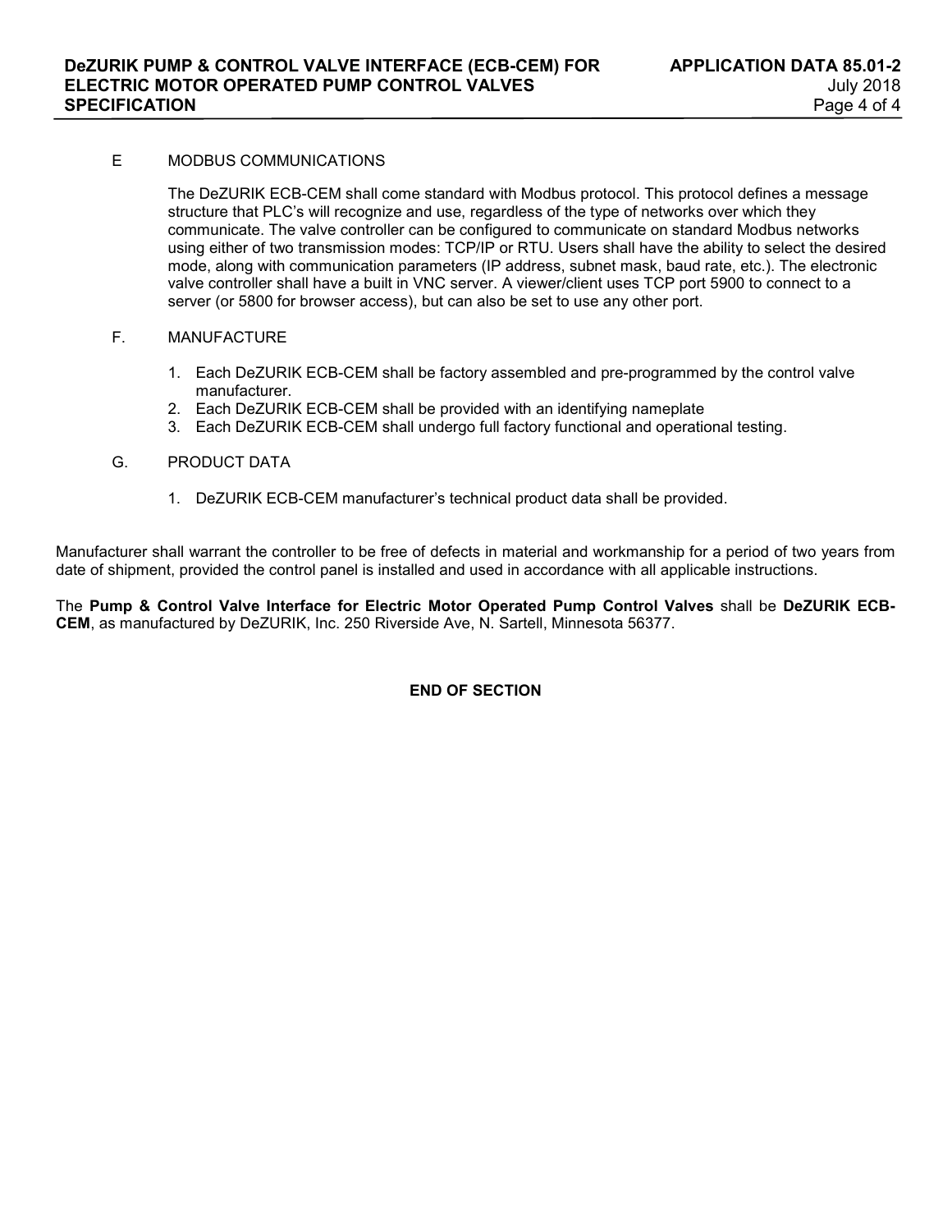E MODBUS COMMUNICATIONS

The DeZURIK ECB-CEM shall come standard with Modbus protocol. This protocol defines a message structure that PLC's will recognize and use, regardless of the type of networks over which they communicate. The valve controller can be configured to communicate on standard Modbus networks using either of two transmission modes: TCP/IP or RTU. Users shall have the ability to select the desired mode, along with communication parameters (IP address, subnet mask, baud rate, etc.). The electronic valve controller shall have a built in VNC server. A viewer/client uses TCP port 5900 to connect to a server (or 5800 for browser access), but can also be set to use any other port.

F. MANUFACTURE

1. Each DeZURIK ECB-CEM shall be factory assembled and pre-programmed by the control valve manufacturer.
2. Each DeZURIK ECB-CEM shall be provided with an identifying nameplate
3. Each DeZURIK ECB-CEM shall undergo full factory functional and operational testing.

G. PRODUCT DATA

1. DeZURIK ECB-CEM manufacturer's technical product data shall be provided.

Manufacturer shall warrant the controller to be free of defects in material and workmanship for a period of two years from date of shipment, provided the control panel is installed and used in accordance with all applicable instructions.

The **Pump & Control Valve Interface for Electric Motor Operated Pump Control Valves** shall be **DeZURIK ECB-CEM**, as manufactured by DeZURIK, Inc. 250 Riverside Ave, N. Sartell, Minnesota 56377.

**END OF SECTION**